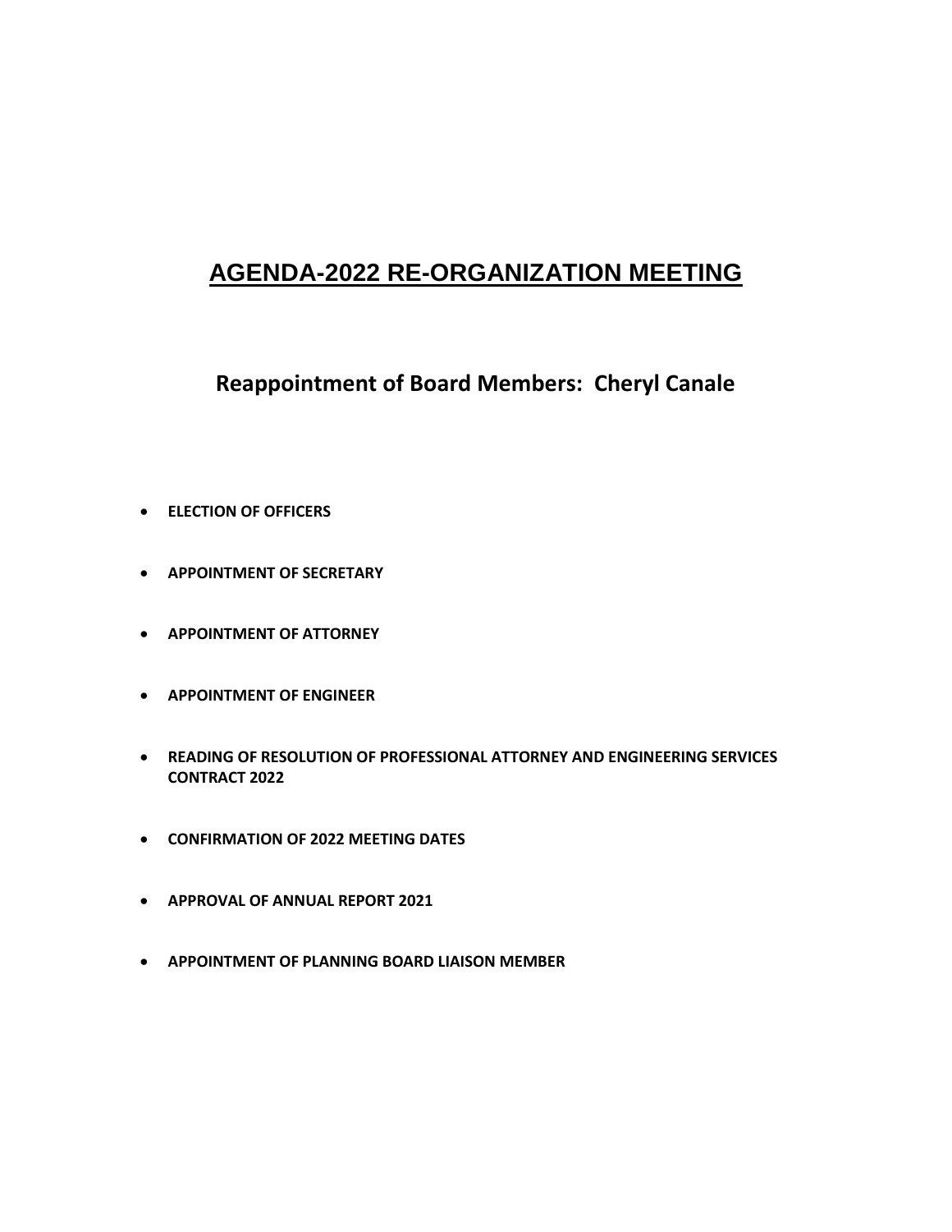# AGENDA-2022 RE-ORGANIZATION MEETING

## Reappointment of Board Members: Cheryl Canale

- **ELECTION OF OFFICERS**
- **APPOINTMENT OF SECRETARY**
- **APPOINTMENT OF ATTORNEY**
- **APPOINTMENT OF ENGINEER**
- **READING OF RESOLUTION OF PROFESSIONAL ATTORNEY AND ENGINEERING SERVICES CONTRACT 2022**
- **CONFIRMATION OF 2022 MEETING DATES**
- **APPROVAL OF ANNUAL REPORT 2021**
- **APPOINTMENT OF PLANNING BOARD LIAISON MEMBER**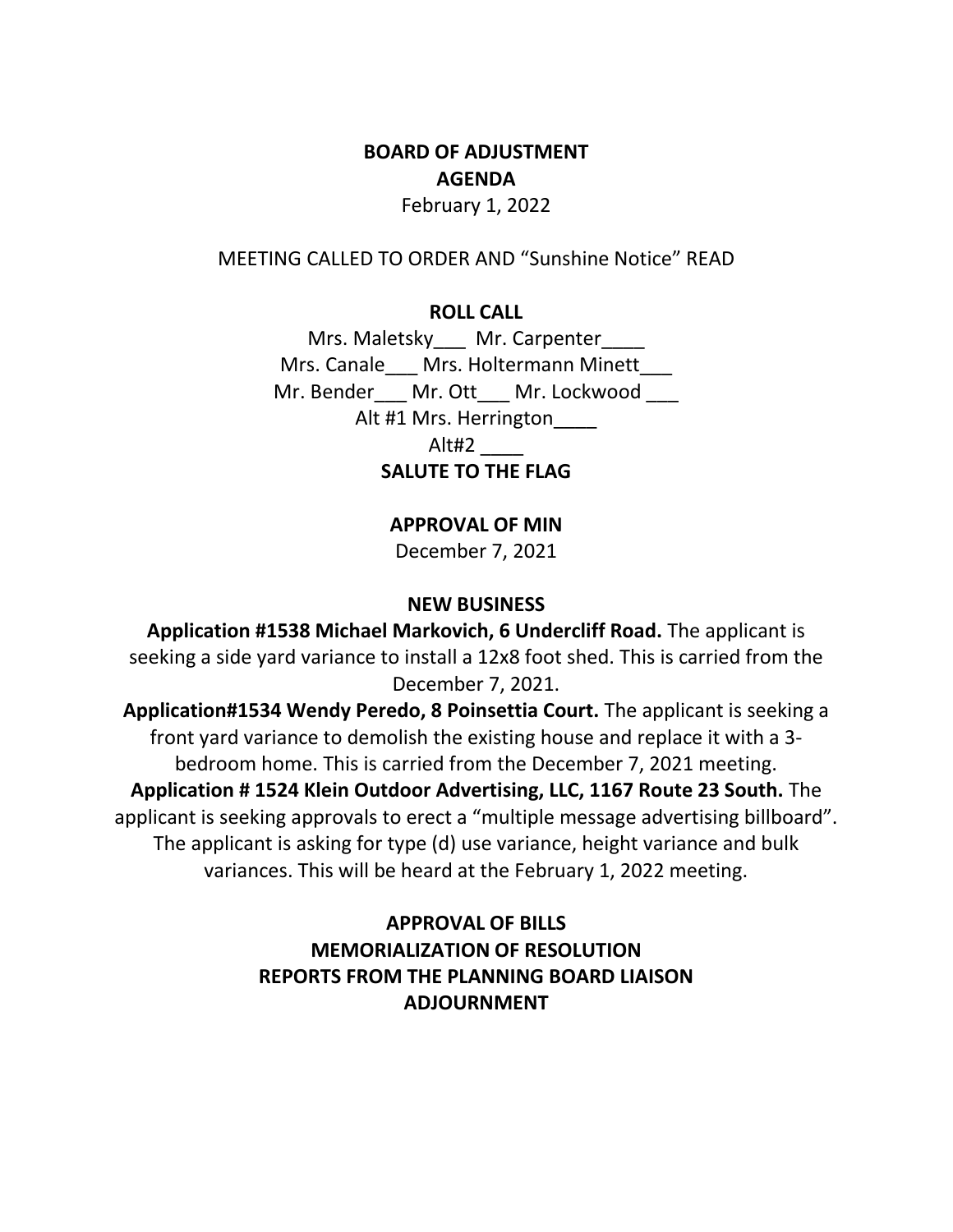**BOARD OF ADJUSTMENT**
**AGENDA**
February 1, 2022

MEETING CALLED TO ORDER AND "Sunshine Notice" READ

**ROLL CALL**

Mrs. Maletsky___ Mr. Carpenter____
Mrs. Canale___ Mrs. Holtermann Minett___
Mr. Bender___ Mr. Ott___ Mr. Lockwood ___
Alt #1 Mrs. Herrington____
Alt#2 ____

**SALUTE TO THE FLAG**

**APPROVAL OF MIN**

December 7, 2021

**NEW BUSINESS**

**Application #1538 Michael Markovich, 6 Undercliff Road.** The applicant is seeking a side yard variance to install a 12x8 foot shed. This is carried from the December 7, 2021.

**Application#1534 Wendy Peredo, 8 Poinsettia Court.** The applicant is seeking a front yard variance to demolish the existing house and replace it with a 3-bedroom home. This is carried from the December 7, 2021 meeting.

**Application # 1524 Klein Outdoor Advertising, LLC, 1167 Route 23 South.** The applicant is seeking approvals to erect a "multiple message advertising billboard". The applicant is asking for type (d) use variance, height variance and bulk variances. This will be heard at the February 1, 2022 meeting.

**APPROVAL OF BILLS**
**MEMORIALIZATION OF RESOLUTION**
**REPORTS FROM THE PLANNING BOARD LIAISON**
**ADJOURNMENT**